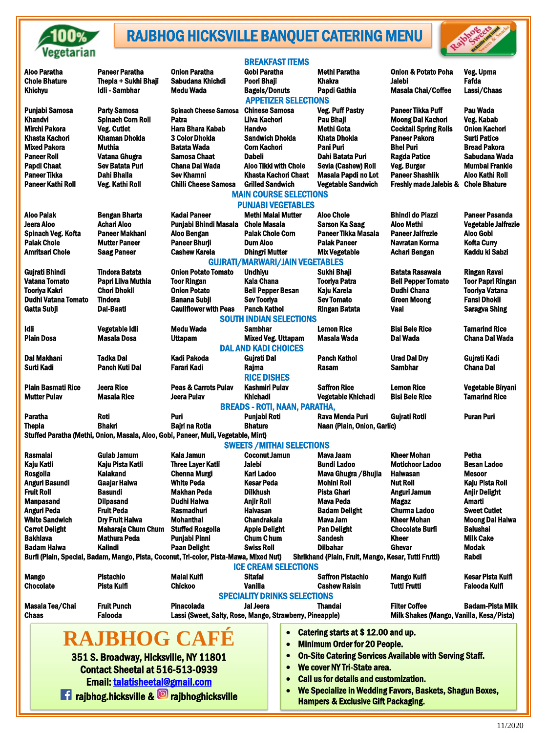# RAJBHOG HICKSVILLE BANQUET CATERING MENU

100% Vegetarian

## BREAKFAST ITEMS

| | | | | | | |
|---|---|---|---|---|---|---|
| Aloo Paratha | Paneer Paratha | Onion Paratha | Gobi Paratha | Methi Paratha | Onion & Potato Poha | Veg. Upma |
| Chole Bhature | Thepla + Sukhi Bhaji | Sabudana Khichdi | Poori Bhaji | Khakra | Jalebi | Fafda |
| Khichyu | Idli - Sambhar | Medu Wada | Bagels/Donuts | Papdi Gathia | Masala Chai/Coffee | Lassi/Chaas |

## APPETIZER SELECTIONS

| | | | | | | |
|---|---|---|---|---|---|---|
| Punjabi Samosa | Party Samosa | Spinach Cheese Samosa | Chinese Samosa | Veg. Puff Pastry | Paneer Tikka Puff | Pau Wada |
| Khandvi | Spinach Corn Roll | Patra | Lilva Kachori | Pau Bhaji | Moong Dal Kachori | Veg. Kabab |
| Mirchi Pakora | Veg. Cutlet | Hara Bhara Kabab | Handvo | Methi Gota | Cocktail Spring Rolls | Onion Kachori |
| Khasta Kachori | Khaman Dhokla | 3 Color Dhokla | Sandwich Dhokla | Khata Dhokla | Paneer Pakora | Surti Patice |
| Mixed Pakora | Muthia | Batata Wada | Corn Kachori | Pani Puri | Bhel Puri | Bread Pakora |
| Paneer Roll | Vatana Ghugra | Samosa Chaat | Dabeli | Dahi Batata Puri | Ragda Patice | Sabudana Wada |
| Papdi Chaat | Sev Batata Puri | Chana Dal Wada | Aloo Tikki with Chole | Sevia (Cashew) Roll | Veg. Burger | Mumbai Frankie |
| Paneer Tikka | Dahi Bhalla | Sev Khamni | Khasta Kachori Chaat | Masala Papdi no Lot | Paneer Shashlik | Aloo Kathi Roll |
| Paneer Kathi Roll | Veg. Kathi Roll | Chilli Cheese Samosa | Grilled Sandwich | Vegetable Sandwich | Freshly made Jalebis & | Chole Bhature |

## MAIN COURSE SELECTIONS

### PUNJABI VEGETABLES

| | | | | | | |
|---|---|---|---|---|---|---|
| Aloo Palak | Bengan Bharta | Kadai Paneer | Methi Malai Mutter | Aloo Chole | Bhindi do Piazzi | Paneer Pasanda |
| Jeera Aloo | Achari Aloo | Punjabi Bhindi Masala | Chole Masala | Sarson Ka Saag | Aloo Methi | Vegetable Jalfrezie |
| Spinach Veg. Kofta | Paneer Makhani | Aloo Bengan | Palak Chole Corn | Paneer Tikka Masala | Paneer Jalfrezie | Aloo Gobi |
| Palak Chole | Mutter Paneer | Paneer Bhurji | Dum Aloo | Palak Paneer | Navratan Korma | Kofta Curry |
| Amritsari Chole | Saag Paneer | Cashew Karela | Dhingri Mutter | Mix Vegetable | Achari Bengan | Kaddu ki Sabzi |

### GUJRATI/MARWARI/JAIN VEGETABLES

| | | | | | | |
|---|---|---|---|---|---|---|
| Gujrati Bhindi | Tindora Batata | Onion Potato Tomato | Undhiyu | Sukhi Bhaji | Batata Rasawala | Ringan Ravai |
| Vatana Tomato | Papri Lilva Muthia | Toor Ringan | Kala Chana | Tooriya Patra | Bell Pepper Tomato | Toor Papri Ringan |
| Tooriya Kakri | Chori Dhokli | Onion Potato | Bell Pepper Besan | Kaju Karela | Dudhi Chana | Tooriya Vatana |
| Dudhi Vatana Tomato | Tindora | Banana Subji | Sev Tooriya | Sev Tomato | Green Moong | Fansi Dhokli |
| Gatta Subji | Dal-Baati | Cauliflower with Peas | Panch Kathol | Ringan Batata | Vaal | Saragva Shing |

### SOUTH INDIAN SELECTIONS

| | | | | | | |
|---|---|---|---|---|---|---|
| Idli | Vegetable Idli | Medu Wada | Sambhar | Lemon Rice | Bisi Bele Rice | Tamarind Rice |
| Plain Dosa | Masala Dosa | Uttapam | Mixed Veg. Uttapam | Masala Wada | Dal Wada | Chana Dal Wada |

### DAL AND KADI CHOICES

| | | | | | | |
|---|---|---|---|---|---|---|
| Dal Makhani | Tadka Dal | Kadi Pakoda | Gujrati Dal | Panch Kathol | Urad Dal Dry | Gujrati Kadi |
| Surti Kadi | Panch Kuti Dal | Farari Kadi | Rajma | Rasam | Sambhar | Chana Dal |

### RICE DISHES

| | | | | | | |
|---|---|---|---|---|---|---|
| Plain Basmati Rice | Jeera Rice | Peas & Carrots Pulav | Kashmiri Pulav | Saffron Rice | Lemon Rice | Vegetable Biryani |
| Mutter Pulav | Masala Rice | Jeera Pulav | Khichadi | Vegetable Khichadi | Bisi Bele Rice | Tamarind Rice |

### BREADS - ROTI, NAAN, PARATHA,

| | | | | | | |
|---|---|---|---|---|---|---|
| Paratha | Roti | Puri | Punjabi Roti | Rava Menda Puri | Gujrati Rotli | Puran Puri |
| Thepla | Bhakri | Bajri na Rotla | Bhature | Naan (Plain, Onion, Garlic) | | |

Stuffed Paratha (Methi, Onion, Masala, Aloo, Gobi, Paneer, Muli, Vegetable, Mint)

## SWEETS /MITHAI SELECTIONS

| | | | | | | |
|---|---|---|---|---|---|---|
| Rasmalai | Gulab Jamum | Kala Jamun | Coconut Jamun | Mava Jaam | Kheer Mohan | Petha |
| Kaju Katli | Kaju Pista Katli | Three Layer Katli | Jalebi | Bundi Ladoo | Motichoor Ladoo | Besan Ladoo |
| Rosgolla | Kalakand | Chenna Murgi | Kari Ladoo | Mava Ghugra /Bhujia | Halwasan | Mesoor |
| Anguri Basundi | Gaajar Halwa | White Peda | Kesar Peda | Mohini Roll | Nut Roll | Kaju Pista Roll |
| Fruit Roll | Basundi | Makhan Peda | Dilkhush | Pista Ghari | Anguri Jamun | Anjir Delight |
| Manpasand | Dilpasand | Dudhi Halwa | Anjir Roll | Mava Peda | Magaz | Amarti |
| Anguri Peda | Fruit Peda | Rasmadhuri | Halvasan | Badam Delight | Churma Ladoo | Sweet Cutlet |
| White Sandwich | Dry Fruit Halwa | Mohanthal | Chandrakala | Mava Jam | Kheer Mohan | Moong Dal Halwa |
| Carrot Delight | Maharaja Chum Chum | Stuffed Rosgolla | Apple Delight | Pan Delight | Chocolate Burfi | Balushai |
| Bakhlava | Mathura Peda | Punjabi Pinni | Chum C hum | Sandesh | Kheer | Milk Cake |
| Badam Halwa | Kalindi | Paan Delight | Swiss Roll | Dilbahar | Ghevar | Modak |

Burfi (Plain, Special, Badam, Mango, Pista, Coconut, Tri-color, Pista-Mawa, Mixed Nut) Shrikhand (Plain, Fruit, Mango, Kesar, Tutti Frutti) Rabdi

## ICE CREAM SELECTIONS

| | | | | | | |
|---|---|---|---|---|---|---|
| Mango | Pistachio | Malai Kulfi | Sitafal | Saffron Pistachio | Mango Kulfi | Kesar Pista Kulfi |
| Chocolate | Pista Kulfi | Chickoo | Vanilla | Cashew Raisin | Tutti Frutti | Falooda Kulfi |

## SPECIALITY DRINKS SELECTIONS

| | | | | | | |
|---|---|---|---|---|---|---|
| Masala Tea/Chai | Fruit Punch | Pinacolada | Jal Jeera | Thandai | Filter Coffee | Badam-Pista Milk |
| Chaas | Falooda | Lassi (Sweet, Salty, Rose, Mango, Strawberry, Pineapple) | | | Milk Shakes (Mango, Vanilla, Kesa/Pista) | |

# RAJBHOG CAFÉ

351 S. Broadway, Hicksville, NY 11801
Contact Sheetal at 516-513-0939
Email: talatisheetal@gmail.com
rajbhog.hicksville & rajbhoghicksville

- Catering starts at $ 12.00 and up.
- Minimum Order for 20 People.
- On-Site Catering Services Available with Serving Staff.
- We cover NY Tri-State area.
- Call us for details and customization.
- We Specialize in Wedding Favors, Baskets, Shagun Boxes, Hampers & Exclusive Gift Packaging.

11/2020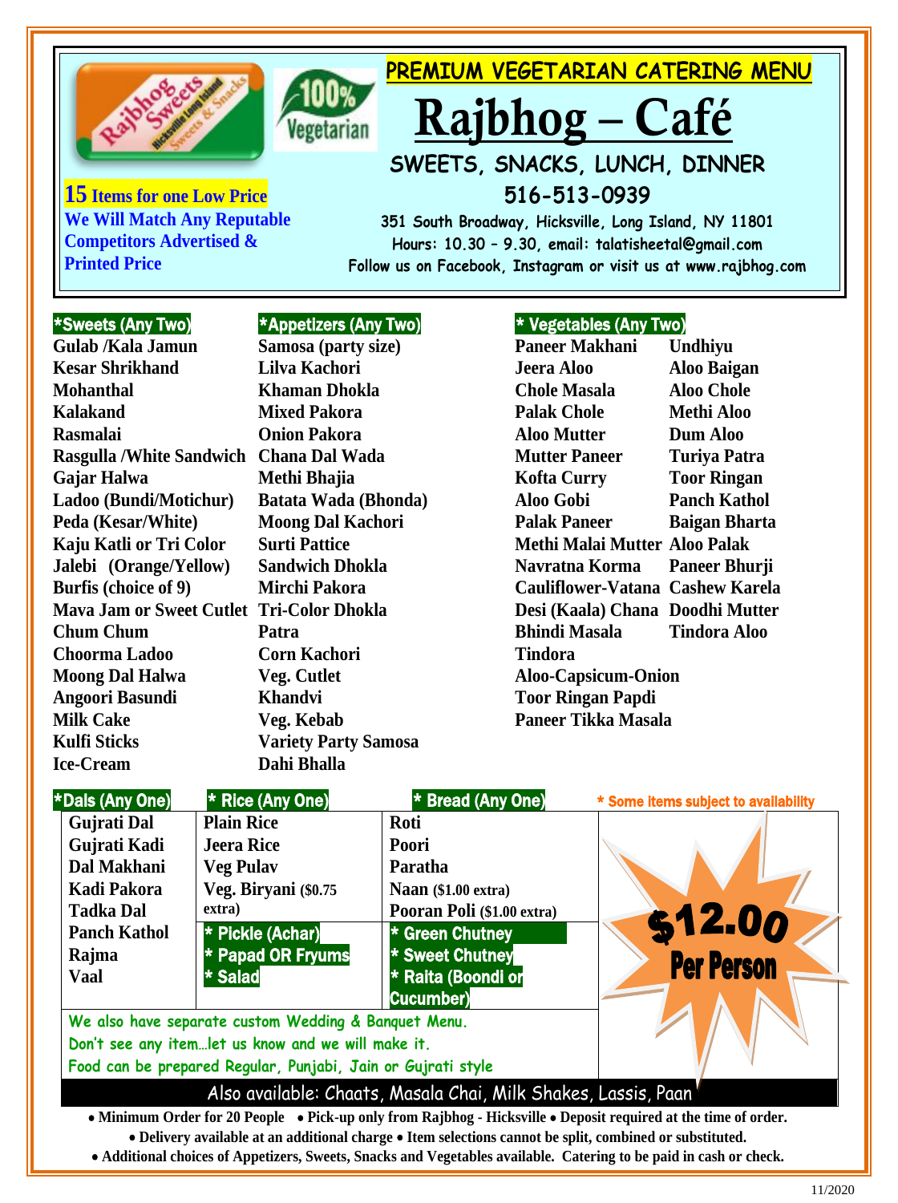# PREMIUM VEGETARIAN CATERING MENU

# Rajbhog – Café

## SWEETS, SNACKS, LUNCH, DINNER

**516-513-0939**

351 South Broadway, Hicksville, Long Island, NY 11801
Hours: 10.30 – 9.30, email: talatisheetal@gmail.com
Follow us on Facebook, Instagram or visit us at www.rajbhog.com

**15 Items for one Low Price**
**We Will Match Any Reputable Competitors Advertised & Printed Price**

### *Sweets (Any Two)

- Gulab /Kala Jamun
- Kesar Shrikhand
- Mohanthal
- Kalakand
- Rasmalai
- Rasgulla /White Sandwich
- Gajar Halwa
- Ladoo (Bundi/Motichur)
- Peda (Kesar/White)
- Kaju Katli or Tri Color
- Jalebi (Orange/Yellow)
- Burfis (choice of 9)
- Mava Jam or Sweet Cutlet
- Chum Chum
- Choorma Ladoo
- Moong Dal Halwa
- Angoori Basundi
- Milk Cake
- Kulfi Sticks
- Ice-Cream

### *Appetizers (Any Two)

- Samosa (party size)
- Lilva Kachori
- Khaman Dhokla
- Mixed Pakora
- Onion Pakora
- Chana Dal Wada
- Methi Bhajia
- Batata Wada (Bhonda)
- Moong Dal Kachori
- Surti Pattice
- Sandwich Dhokla
- Mirchi Pakora
- Tri-Color Dhokla
- Patra
- Corn Kachori
- Veg. Cutlet
- Khandvi
- Veg. Kebab
- Variety Party Samosa
- Dahi Bhalla

### * Vegetables (Any Two)

- Paneer Makhani
- Jeera Aloo
- Chole Masala
- Palak Chole
- Aloo Mutter
- Mutter Paneer
- Kofta Curry
- Aloo Gobi
- Palak Paneer
- Methi Malai Mutter
- Navratna Korma
- Cauliflower-Vatana
- Desi (Kaala) Chana
- Bhindi Masala
- Tindora
- Aloo-Capsicum-Onion
- Toor Ringan Papdi
- Paneer Tikka Masala
- Undhiyu
- Aloo Baigan
- Aloo Chole
- Methi Aloo
- Dum Aloo
- Turiya Patra
- Toor Ringan
- Panch Kathol
- Baigan Bharta
- Aloo Palak
- Paneer Bhurji
- Cashew Karela
- Doodhi Mutter
- Tindora Aloo

### *Dals (Any One)

- Gujrati Dal
- Gujrati Kadi
- Dal Makhani
- Kadi Pakora
- Tadka Dal
- Panch Kathol
- Rajma
- Vaal

### * Rice (Any One)

- Plain Rice
- Jeera Rice
- Veg Pulav
- Veg. Biryani ($0.75 extra)

* Pickle (Achar)
* Papad OR Fryums
* Salad

### * Bread (Any One)

- Roti
- Poori
- Paratha
- Naan ($1.00 extra)
- Pooran Poli ($1.00 extra)

* Green Chutney
* Sweet Chutney
* Raita (Boondi or Cucumber)

* Some items subject to availability

**$12.00 Per Person**

We also have separate custom Wedding & Banquet Menu.
Don't see any item…let us know and we will make it.
Food can be prepared Regular, Punjabi, Jain or Gujrati style

**Also available: Chaats, Masala Chai, Milk Shakes, Lassis, Paan**

- Minimum Order for 20 People • Pick-up only from Rajbhog - Hicksville • Deposit required at the time of order.
- Delivery available at an additional charge • Item selections cannot be split, combined or substituted.
- Additional choices of Appetizers, Sweets, Snacks and Vegetables available. Catering to be paid in cash or check.

11/2020